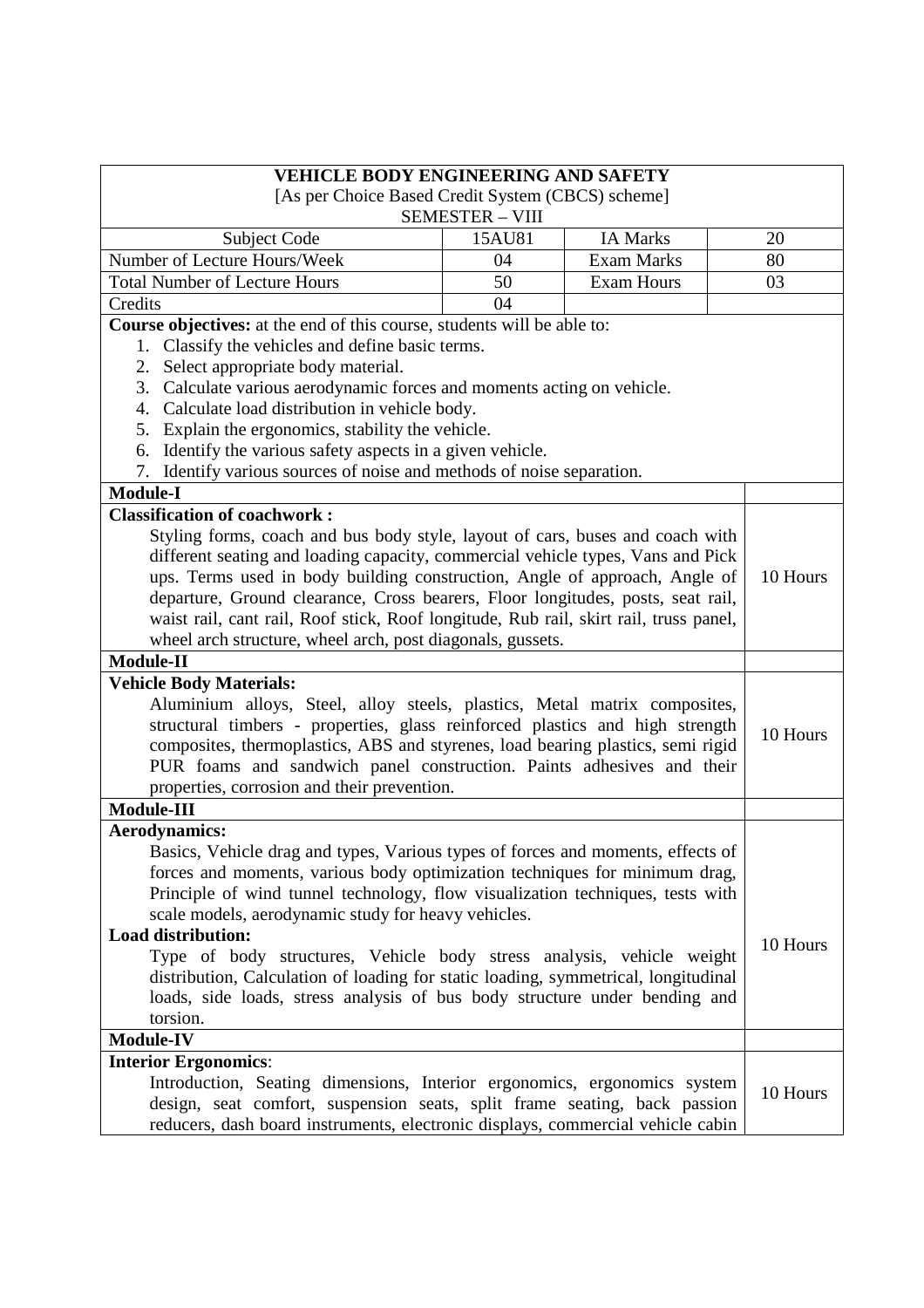**VEHICLE BODY ENGINEERING AND SAFETY**

[As per Choice Based Credit System (CBCS) scheme]

SEMESTER – VIII

| | | | |
|---|---|---|---|
| Subject Code | 15AU81 | IA Marks | 20 |
| Number of Lecture Hours/Week | 04 | Exam Marks | 80 |
| Total Number of Lecture Hours | 50 | Exam Hours | 03 |
| Credits | 04 | | |

**Course objectives:** at the end of this course, students will be able to:

1. Classify the vehicles and define basic terms.
2. Select appropriate body material.
3. Calculate various aerodynamic forces and moments acting on vehicle.
4. Calculate load distribution in vehicle body.
5. Explain the ergonomics, stability the vehicle.
6. Identify the various safety aspects in a given vehicle.
7. Identify various sources of noise and methods of noise separation.

| | |
|---|---|
| **Module-I** | |
| **Classification of coachwork :** Styling forms, coach and bus body style, layout of cars, buses and coach with different seating and loading capacity, commercial vehicle types, Vans and Pick ups. Terms used in body building construction, Angle of approach, Angle of departure, Ground clearance, Cross bearers, Floor longitudes, posts, seat rail, waist rail, cant rail, Roof stick, Roof longitude, Rub rail, skirt rail, truss panel, wheel arch structure, wheel arch, post diagonals, gussets. | 10 Hours |
| **Module-II** | |
| **Vehicle Body Materials:** Aluminium alloys, Steel, alloy steels, plastics, Metal matrix composites, structural timbers - properties, glass reinforced plastics and high strength composites, thermoplastics, ABS and styrenes, load bearing plastics, semi rigid PUR foams and sandwich panel construction. Paints adhesives and their properties, corrosion and their prevention. | 10 Hours |
| **Module-III** | |
| **Aerodynamics:** Basics, Vehicle drag and types, Various types of forces and moments, effects of forces and moments, various body optimization techniques for minimum drag, Principle of wind tunnel technology, flow visualization techniques, tests with scale models, aerodynamic study for heavy vehicles. **Load distribution:** Type of body structures, Vehicle body stress analysis, vehicle weight distribution, Calculation of loading for static loading, symmetrical, longitudinal loads, side loads, stress analysis of bus body structure under bending and torsion. | 10 Hours |
| **Module-IV** | |
| **Interior Ergonomics**: Introduction, Seating dimensions, Interior ergonomics, ergonomics system design, seat comfort, suspension seats, split frame seating, back passion reducers, dash board instruments, electronic displays, commercial vehicle cabin | 10 Hours |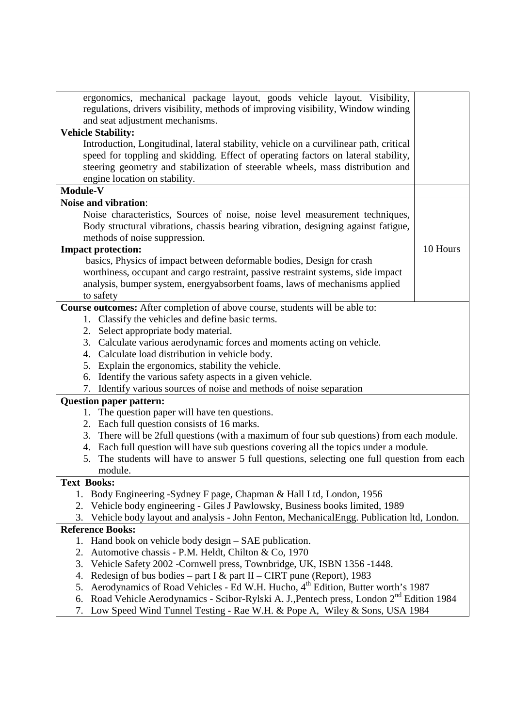| | |
|---|---|
| ergonomics, mechanical package layout, goods vehicle layout. Visibility, regulations, drivers visibility, methods of improving visibility, Window winding and seat adjustment mechanisms.<br>**Vehicle Stability:**<br>Introduction, Longitudinal, lateral stability, vehicle on a curvilinear path, critical speed for toppling and skidding. Effect of operating factors on lateral stability, steering geometry and stabilization of steerable wheels, mass distribution and engine location on stability. | |
| **Module-V** | |
| **Noise and vibration**:<br>Noise characteristics, Sources of noise, noise level measurement techniques, Body structural vibrations, chassis bearing vibration, designing against fatigue, methods of noise suppression.<br>**Impact protection:**<br>basics, Physics of impact between deformable bodies, Design for crash worthiness, occupant and cargo restraint, passive restraint systems, side impact analysis, bumper system, energyabsorbent foams, laws of mechanisms applied to safety | 10 Hours |

**Course outcomes:** After completion of above course, students will be able to:

1. Classify the vehicles and define basic terms.
2. Select appropriate body material.
3. Calculate various aerodynamic forces and moments acting on vehicle.
4. Calculate load distribution in vehicle body.
5. Explain the ergonomics, stability the vehicle.
6. Identify the various safety aspects in a given vehicle.
7. Identify various sources of noise and methods of noise separation

**Question paper pattern:**

1. The question paper will have ten questions.
2. Each full question consists of 16 marks.
3. There will be 2full questions (with a maximum of four sub questions) from each module.
4. Each full question will have sub questions covering all the topics under a module.
5. The students will have to answer 5 full questions, selecting one full question from each module.

**Text Books:**

1. Body Engineering -Sydney F page, Chapman & Hall Ltd, London, 1956
2. Vehicle body engineering - Giles J Pawlowsky, Business books limited, 1989
3. Vehicle body layout and analysis - John Fenton, MechanicalEngg. Publication ltd, London.

**Reference Books:**

1. Hand book on vehicle body design – SAE publication.
2. Automotive chassis - P.M. Heldt, Chilton & Co, 1970
3. Vehicle Safety 2002 -Cornwell press, Townbridge, UK, ISBN 1356 -1448.
4. Redesign of bus bodies – part I & part II – CIRT pune (Report), 1983
5. Aerodynamics of Road Vehicles - Ed W.H. Hucho, 4th Edition, Butter worth's 1987
6. Road Vehicle Aerodynamics - Scibor-Rylski A. J.,Pentech press, London 2nd Edition 1984
7. Low Speed Wind Tunnel Testing - Rae W.H. & Pope A, Wiley & Sons, USA 1984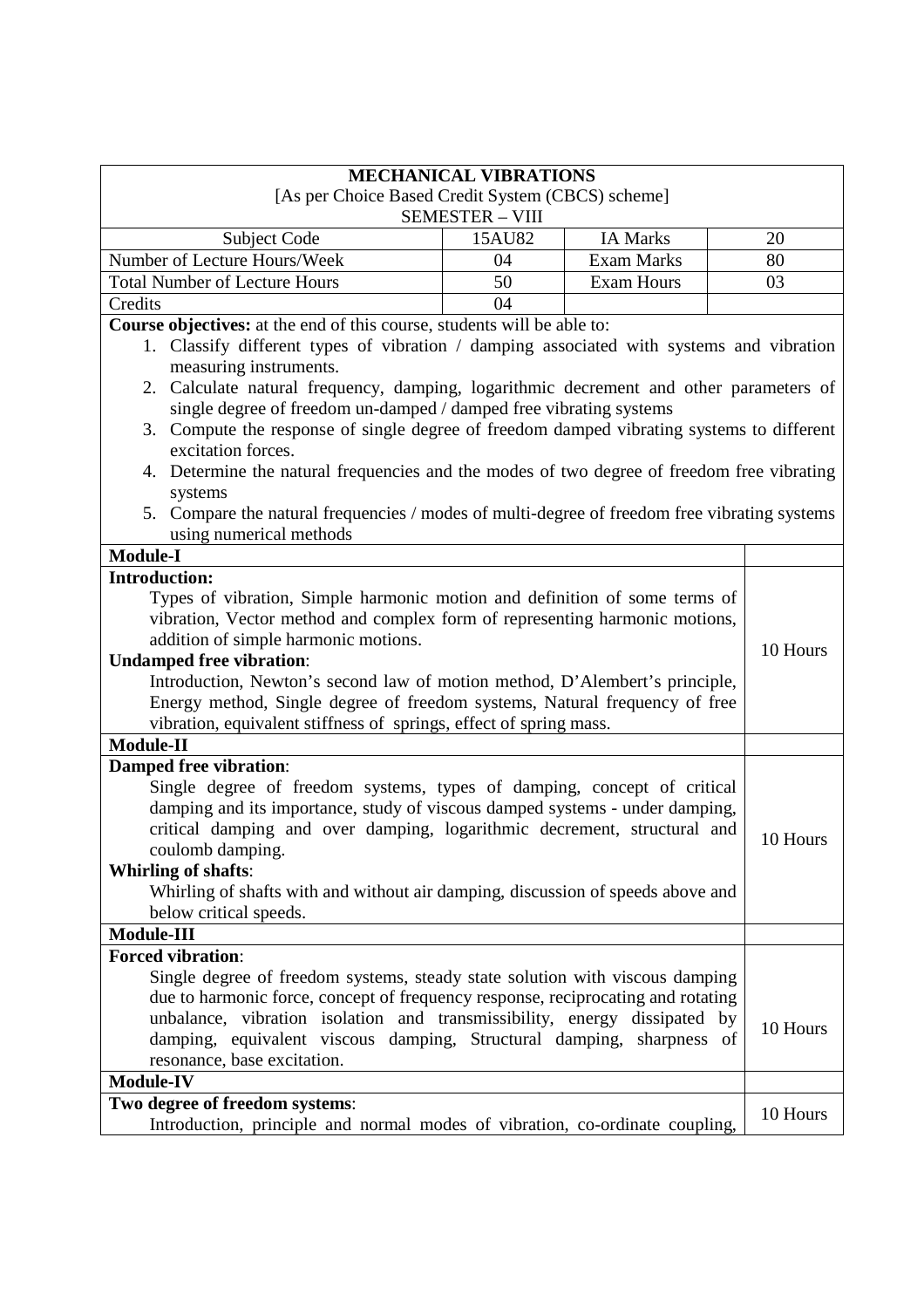| MECHANICAL VIBRATIONS<br>[As per Choice Based Credit System (CBCS) scheme]<br>SEMESTER – VIII | | | |
|---|---|---|---|
| Subject Code | 15AU82 | IA Marks | 20 |
| Number of Lecture Hours/Week | 04 | Exam Marks | 80 |
| Total Number of Lecture Hours | 50 | Exam Hours | 03 |
| Credits | 04 | | |

**Course objectives:** at the end of this course, students will be able to:

1. Classify different types of vibration / damping associated with systems and vibration measuring instruments.
2. Calculate natural frequency, damping, logarithmic decrement and other parameters of single degree of freedom un-damped / damped free vibrating systems
3. Compute the response of single degree of freedom damped vibrating systems to different excitation forces.
4. Determine the natural frequencies and the modes of two degree of freedom free vibrating systems
5. Compare the natural frequencies / modes of multi-degree of freedom free vibrating systems using numerical methods

| Module | Hours |
|---|---|
| **Module-I** | |
| **Introduction:**<br>Types of vibration, Simple harmonic motion and definition of some terms of vibration, Vector method and complex form of representing harmonic motions, addition of simple harmonic motions.<br>**Undamped free vibration**:<br>Introduction, Newton's second law of motion method, D'Alembert's principle, Energy method, Single degree of freedom systems, Natural frequency of free vibration, equivalent stiffness of springs, effect of spring mass. | 10 Hours |
| **Module-II** | |
| **Damped free vibration**:<br>Single degree of freedom systems, types of damping, concept of critical damping and its importance, study of viscous damped systems - under damping, critical damping and over damping, logarithmic decrement, structural and coulomb damping.<br>**Whirling of shafts**:<br>Whirling of shafts with and without air damping, discussion of speeds above and below critical speeds. | 10 Hours |
| **Module-III** | |
| **Forced vibration**:<br>Single degree of freedom systems, steady state solution with viscous damping due to harmonic force, concept of frequency response, reciprocating and rotating unbalance, vibration isolation and transmissibility, energy dissipated by damping, equivalent viscous damping, Structural damping, sharpness of resonance, base excitation. | 10 Hours |
| **Module-IV** | |
| **Two degree of freedom systems**:<br>Introduction, principle and normal modes of vibration, co-ordinate coupling, | 10 Hours |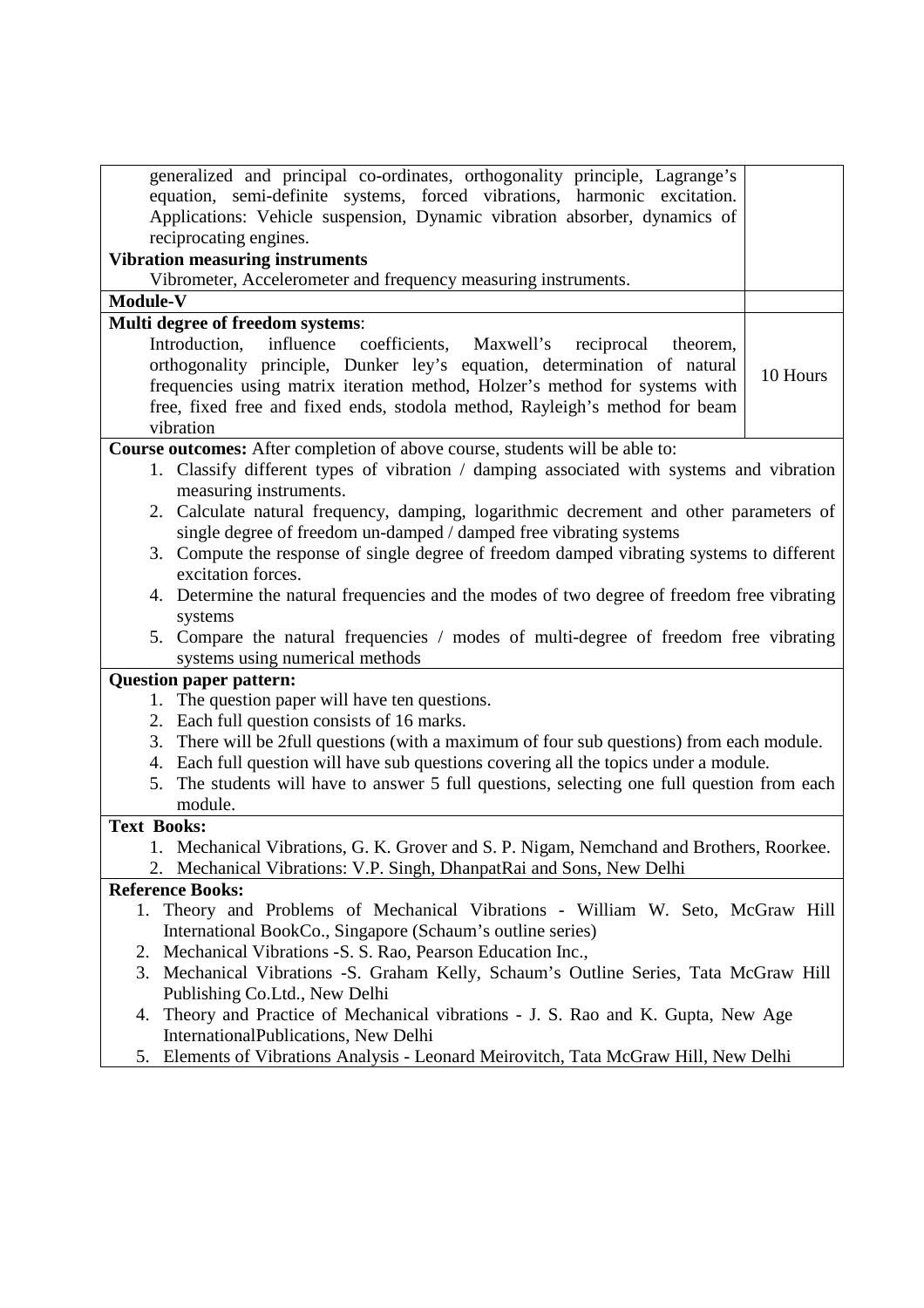| | |
|---|---|
| generalized and principal co-ordinates, orthogonality principle, Lagrange's equation, semi-definite systems, forced vibrations, harmonic excitation. Applications: Vehicle suspension, Dynamic vibration absorber, dynamics of reciprocating engines.<br>**Vibration measuring instruments**<br>Vibrometer, Accelerometer and frequency measuring instruments. | |
| **Module-V** | |
| **Multi degree of freedom systems**:<br>Introduction, influence coefficients, Maxwell's reciprocal theorem, orthogonality principle, Dunker ley's equation, determination of natural frequencies using matrix iteration method, Holzer's method for systems with free, fixed free and fixed ends, stodola method, Rayleigh's method for beam vibration | 10 Hours |

**Course outcomes:** After completion of above course, students will be able to:

1. Classify different types of vibration / damping associated with systems and vibration measuring instruments.
2. Calculate natural frequency, damping, logarithmic decrement and other parameters of single degree of freedom un-damped / damped free vibrating systems
3. Compute the response of single degree of freedom damped vibrating systems to different excitation forces.
4. Determine the natural frequencies and the modes of two degree of freedom free vibrating systems
5. Compare the natural frequencies / modes of multi-degree of freedom free vibrating systems using numerical methods

**Question paper pattern:**

1. The question paper will have ten questions.
2. Each full question consists of 16 marks.
3. There will be 2full questions (with a maximum of four sub questions) from each module.
4. Each full question will have sub questions covering all the topics under a module.
5. The students will have to answer 5 full questions, selecting one full question from each module.

**Text Books:**

1. Mechanical Vibrations, G. K. Grover and S. P. Nigam, Nemchand and Brothers, Roorkee.
2. Mechanical Vibrations: V.P. Singh, DhanpatRai and Sons, New Delhi

**Reference Books:**

1. Theory and Problems of Mechanical Vibrations - William W. Seto, McGraw Hill International BookCo., Singapore (Schaum's outline series)
2. Mechanical Vibrations -S. S. Rao, Pearson Education Inc.,
3. Mechanical Vibrations -S. Graham Kelly, Schaum's Outline Series, Tata McGraw Hill Publishing Co.Ltd., New Delhi
4. Theory and Practice of Mechanical vibrations - J. S. Rao and K. Gupta, New Age InternationalPublications, New Delhi
5. Elements of Vibrations Analysis - Leonard Meirovitch, Tata McGraw Hill, New Delhi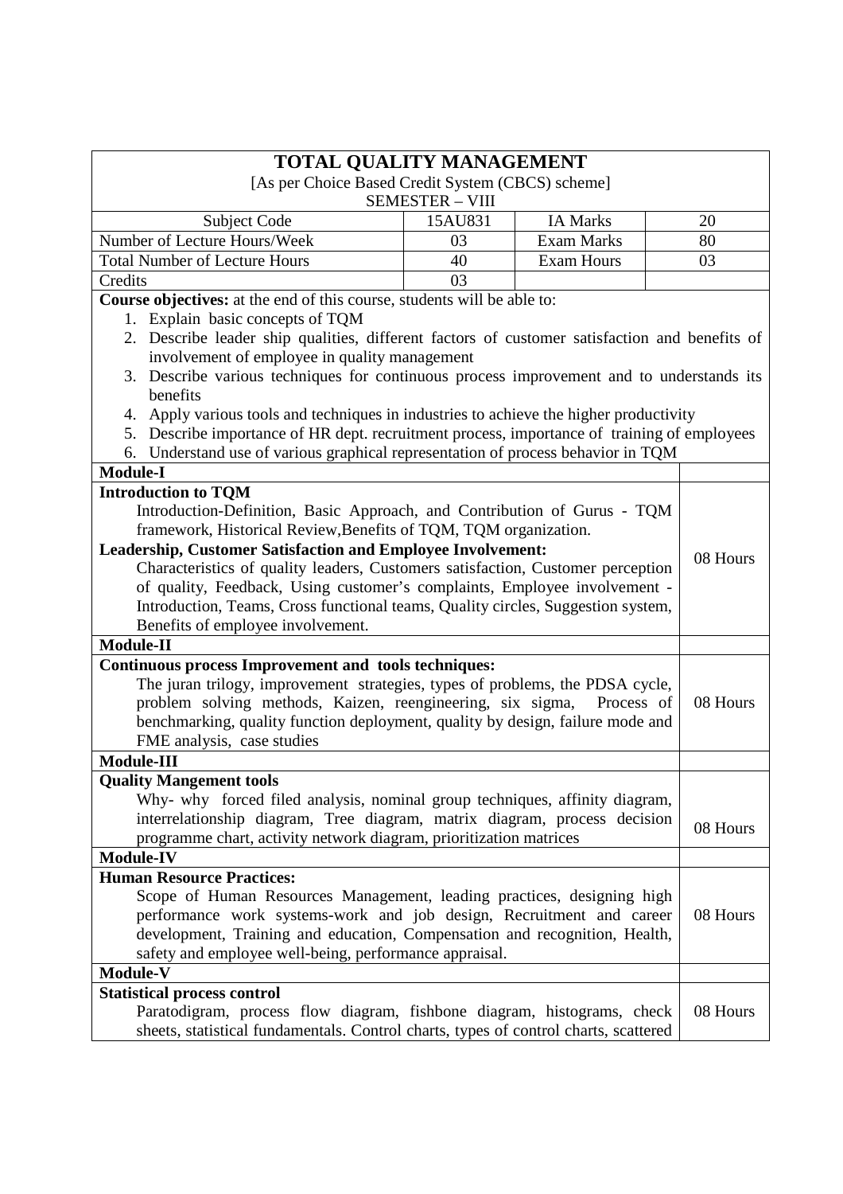# TOTAL QUALITY MANAGEMENT

[As per Choice Based Credit System (CBCS) scheme]

SEMESTER – VIII

| | | | |
|---|---|---|---|
| Subject Code | 15AU831 | IA Marks | 20 |
| Number of Lecture Hours/Week | 03 | Exam Marks | 80 |
| Total Number of Lecture Hours | 40 | Exam Hours | 03 |
| Credits | 03 | | |

**Course objectives:** at the end of this course, students will be able to:

1. Explain basic concepts of TQM
2. Describe leader ship qualities, different factors of customer satisfaction and benefits of involvement of employee in quality management
3. Describe various techniques for continuous process improvement and to understands its benefits
4. Apply various tools and techniques in industries to achieve the higher productivity
5. Describe importance of HR dept. recruitment process, importance of training of employees
6. Understand use of various graphical representation of process behavior in TQM

| | |
|---|---|
| **Module-I** | |
| **Introduction to TQM**<br>Introduction-Definition, Basic Approach, and Contribution of Gurus - TQM framework, Historical Review,Benefits of TQM, TQM organization.<br>**Leadership, Customer Satisfaction and Employee Involvement:**<br>Characteristics of quality leaders, Customers satisfaction, Customer perception of quality, Feedback, Using customer's complaints, Employee involvement - Introduction, Teams, Cross functional teams, Quality circles, Suggestion system, Benefits of employee involvement. | 08 Hours |
| **Module-II** | |
| **Continuous process Improvement and tools techniques:**<br>The juran trilogy, improvement strategies, types of problems, the PDSA cycle, problem solving methods, Kaizen, reengineering, six sigma, Process of benchmarking, quality function deployment, quality by design, failure mode and FME analysis, case studies | 08 Hours |
| **Module-III** | |
| **Quality Mangement tools**<br>Why- why forced filed analysis, nominal group techniques, affinity diagram, interrelationship diagram, Tree diagram, matrix diagram, process decision programme chart, activity network diagram, prioritization matrices | 08 Hours |
| **Module-IV** | |
| **Human Resource Practices:**<br>Scope of Human Resources Management, leading practices, designing high performance work systems-work and job design, Recruitment and career development, Training and education, Compensation and recognition, Health, safety and employee well-being, performance appraisal. | 08 Hours |
| **Module-V** | |
| **Statistical process control**<br>Paratodigram, process flow diagram, fishbone diagram, histograms, check sheets, statistical fundamentals. Control charts, types of control charts, scattered | 08 Hours |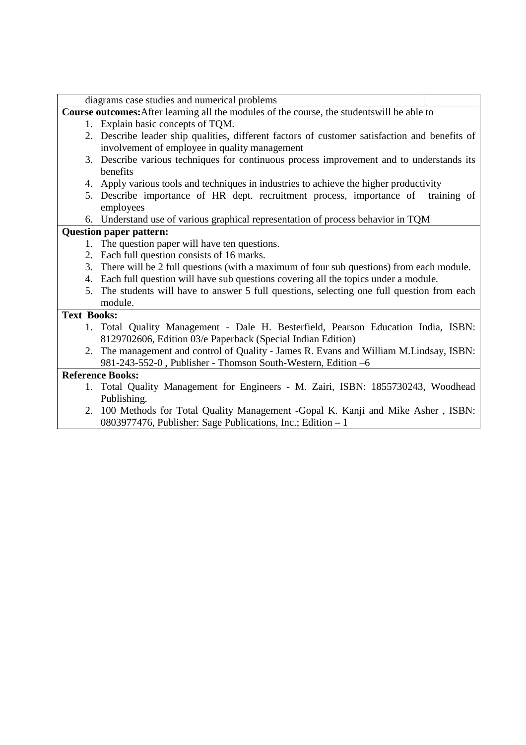| | |
|---|---|
| diagrams case studies and numerical problems | |

**Course outcomes:** After learning all the modules of the course, the studentswill be able to

1. Explain basic concepts of TQM.
2. Describe leader ship qualities, different factors of customer satisfaction and benefits of involvement of employee in quality management
3. Describe various techniques for continuous process improvement and to understands its benefits
4. Apply various tools and techniques in industries to achieve the higher productivity
5. Describe importance of HR dept. recruitment process, importance of training of employees
6. Understand use of various graphical representation of process behavior in TQM

**Question paper pattern:**

1. The question paper will have ten questions.
2. Each full question consists of 16 marks.
3. There will be 2 full questions (with a maximum of four sub questions) from each module.
4. Each full question will have sub questions covering all the topics under a module.
5. The students will have to answer 5 full questions, selecting one full question from each module.

**Text Books:**

1. Total Quality Management - Dale H. Besterfield, Pearson Education India, ISBN: 8129702606, Edition 03/e Paperback (Special Indian Edition)
2. The management and control of Quality - James R. Evans and William M.Lindsay, ISBN: 981-243-552-0 , Publisher - Thomson South-Western, Edition –6

**Reference Books:**

1. Total Quality Management for Engineers - M. Zairi, ISBN: 1855730243, Woodhead Publishing.
2. 100 Methods for Total Quality Management -Gopal K. Kanji and Mike Asher , ISBN: 0803977476, Publisher: Sage Publications, Inc.; Edition – 1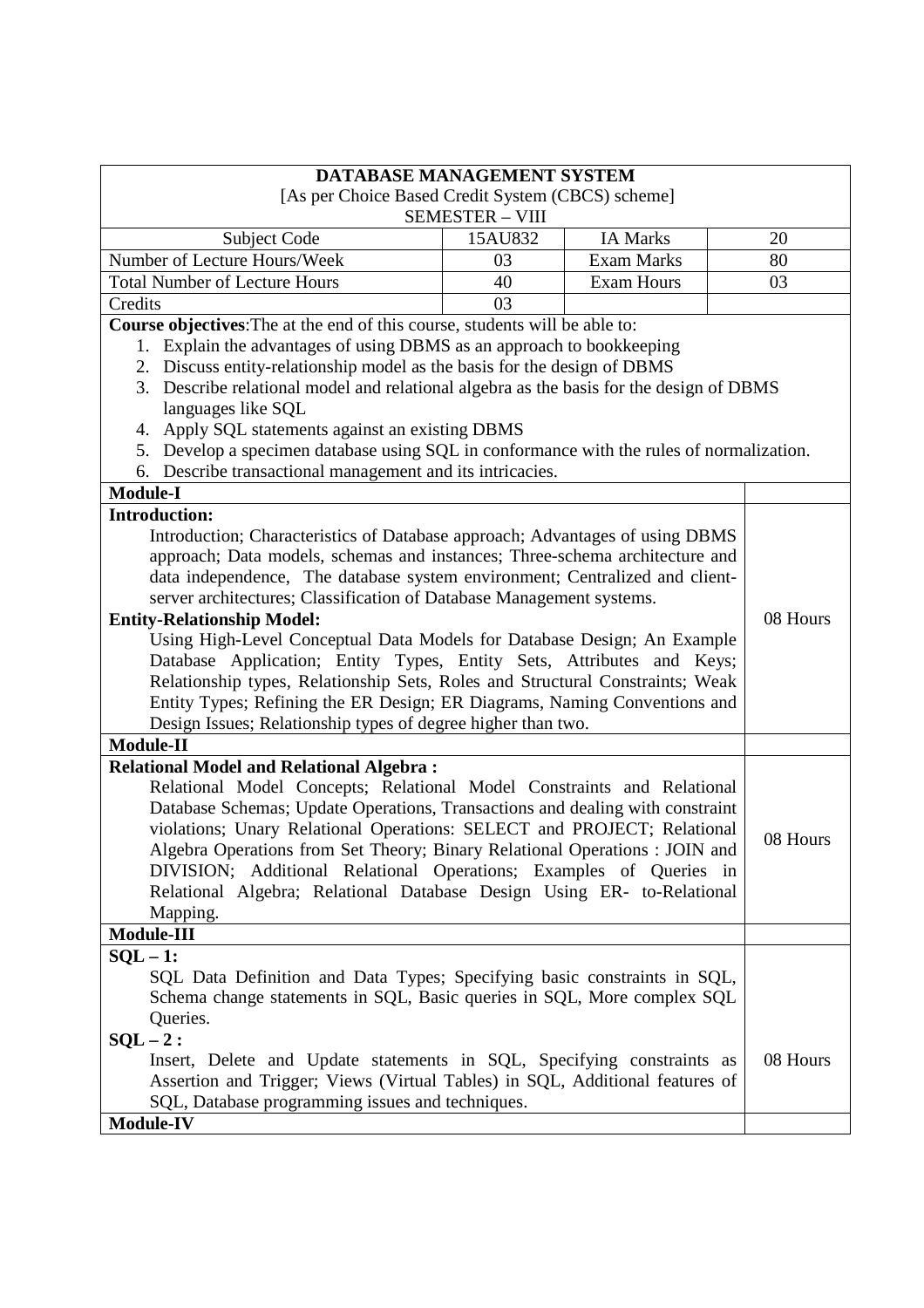## DATABASE MANAGEMENT SYSTEM

[As per Choice Based Credit System (CBCS) scheme]

SEMESTER – VIII

| | | | |
|---|---|---|---|
| Subject Code | 15AU832 | IA Marks | 20 |
| Number of Lecture Hours/Week | 03 | Exam Marks | 80 |
| Total Number of Lecture Hours | 40 | Exam Hours | 03 |
| Credits | 03 | | |

**Course objectives**:The at the end of this course, students will be able to:

1. Explain the advantages of using DBMS as an approach to bookkeeping
2. Discuss entity-relationship model as the basis for the design of DBMS
3. Describe relational model and relational algebra as the basis for the design of DBMS languages like SQL
4. Apply SQL statements against an existing DBMS
5. Develop a specimen database using SQL in conformance with the rules of normalization.
6. Describe transactional management and its intricacies.

| | |
|---|---|
| **Module-I** | |
| **Introduction:** Introduction; Characteristics of Database approach; Advantages of using DBMS approach; Data models, schemas and instances; Three-schema architecture and data independence, The database system environment; Centralized and client-server architectures; Classification of Database Management systems. **Entity-Relationship Model:** Using High-Level Conceptual Data Models for Database Design; An Example Database Application; Entity Types, Entity Sets, Attributes and Keys; Relationship types, Relationship Sets, Roles and Structural Constraints; Weak Entity Types; Refining the ER Design; ER Diagrams, Naming Conventions and Design Issues; Relationship types of degree higher than two. | 08 Hours |
| **Module-II** | |
| **Relational Model and Relational Algebra :** Relational Model Concepts; Relational Model Constraints and Relational Database Schemas; Update Operations, Transactions and dealing with constraint violations; Unary Relational Operations: SELECT and PROJECT; Relational Algebra Operations from Set Theory; Binary Relational Operations : JOIN and DIVISION; Additional Relational Operations; Examples of Queries in Relational Algebra; Relational Database Design Using ER- to-Relational Mapping. | 08 Hours |
| **Module-III** | |
| **SQL – 1:** SQL Data Definition and Data Types; Specifying basic constraints in SQL, Schema change statements in SQL, Basic queries in SQL, More complex SQL Queries. **SQL – 2 :** Insert, Delete and Update statements in SQL, Specifying constraints as Assertion and Trigger; Views (Virtual Tables) in SQL, Additional features of SQL, Database programming issues and techniques. | 08 Hours |
| **Module-IV** | |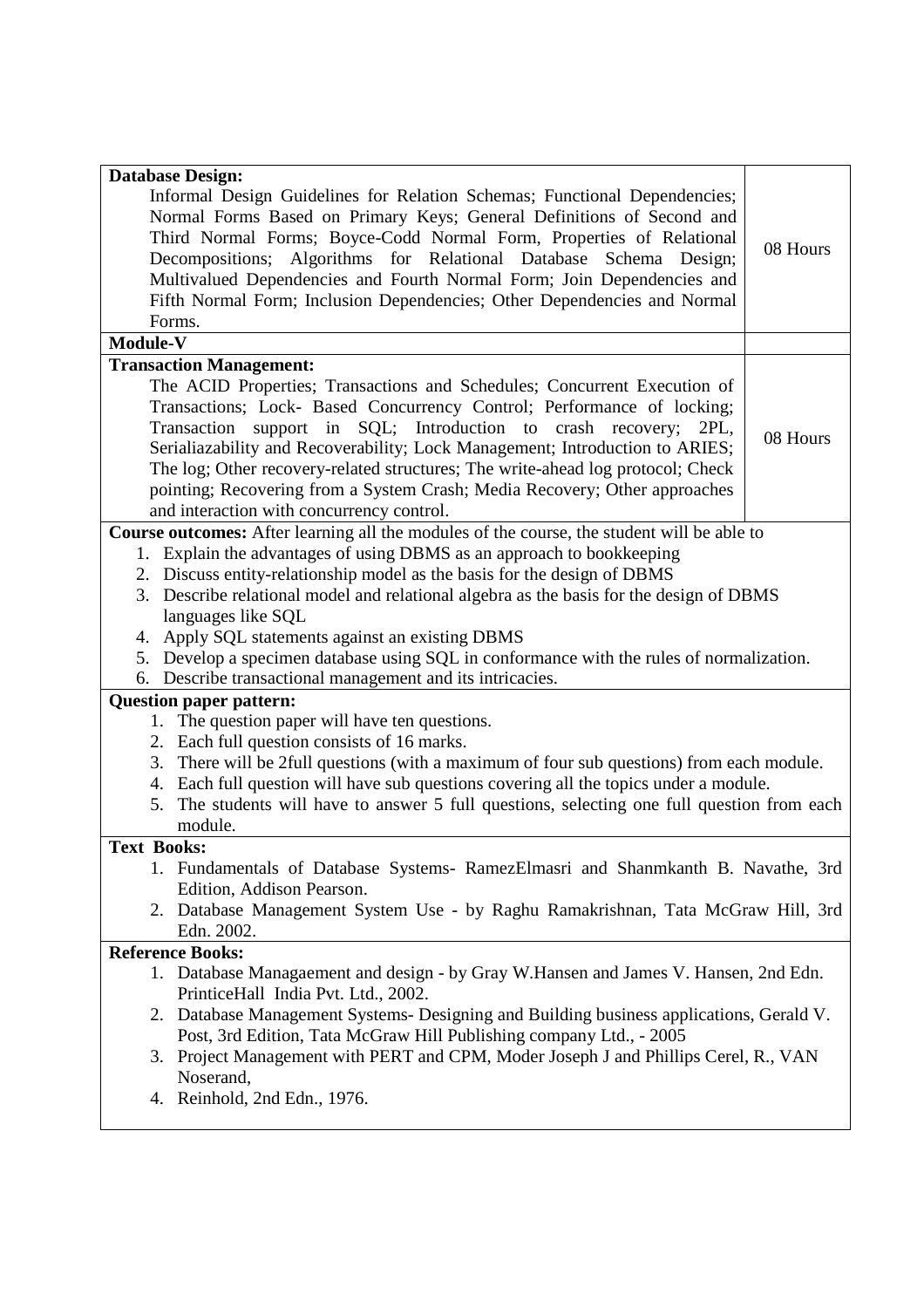| | |
|---|---|
| **Database Design:**<br>Informal Design Guidelines for Relation Schemas; Functional Dependencies; Normal Forms Based on Primary Keys; General Definitions of Second and Third Normal Forms; Boyce-Codd Normal Form, Properties of Relational Decompositions; Algorithms for Relational Database Schema Design; Multivalued Dependencies and Fourth Normal Form; Join Dependencies and Fifth Normal Form; Inclusion Dependencies; Other Dependencies and Normal Forms. | 08 Hours |
| **Module-V** | |
| **Transaction Management:**<br>The ACID Properties; Transactions and Schedules; Concurrent Execution of Transactions; Lock- Based Concurrency Control; Performance of locking; Transaction support in SQL; Introduction to crash recovery; 2PL, Serialiazability and Recoverability; Lock Management; Introduction to ARIES; The log; Other recovery-related structures; The write-ahead log protocol; Check pointing; Recovering from a System Crash; Media Recovery; Other approaches and interaction with concurrency control. | 08 Hours |

**Course outcomes:** After learning all the modules of the course, the student will be able to

1. Explain the advantages of using DBMS as an approach to bookkeeping
2. Discuss entity-relationship model as the basis for the design of DBMS
3. Describe relational model and relational algebra as the basis for the design of DBMS languages like SQL
4. Apply SQL statements against an existing DBMS
5. Develop a specimen database using SQL in conformance with the rules of normalization.
6. Describe transactional management and its intricacies.

**Question paper pattern:**

1. The question paper will have ten questions.
2. Each full question consists of 16 marks.
3. There will be 2full questions (with a maximum of four sub questions) from each module.
4. Each full question will have sub questions covering all the topics under a module.
5. The students will have to answer 5 full questions, selecting one full question from each module.

**Text Books:**

1. Fundamentals of Database Systems- RamezElmasri and Shanmkanth B. Navathe, 3rd Edition, Addison Pearson.
2. Database Management System Use - by Raghu Ramakrishnan, Tata McGraw Hill, 3rd Edn. 2002.

**Reference Books:**

1. Database Managaement and design - by Gray W.Hansen and James V. Hansen, 2nd Edn. PrinticeHall India Pvt. Ltd., 2002.
2. Database Management Systems- Designing and Building business applications, Gerald V. Post, 3rd Edition, Tata McGraw Hill Publishing company Ltd., - 2005
3. Project Management with PERT and CPM, Moder Joseph J and Phillips Cerel, R., VAN Noserand,
4. Reinhold, 2nd Edn., 1976.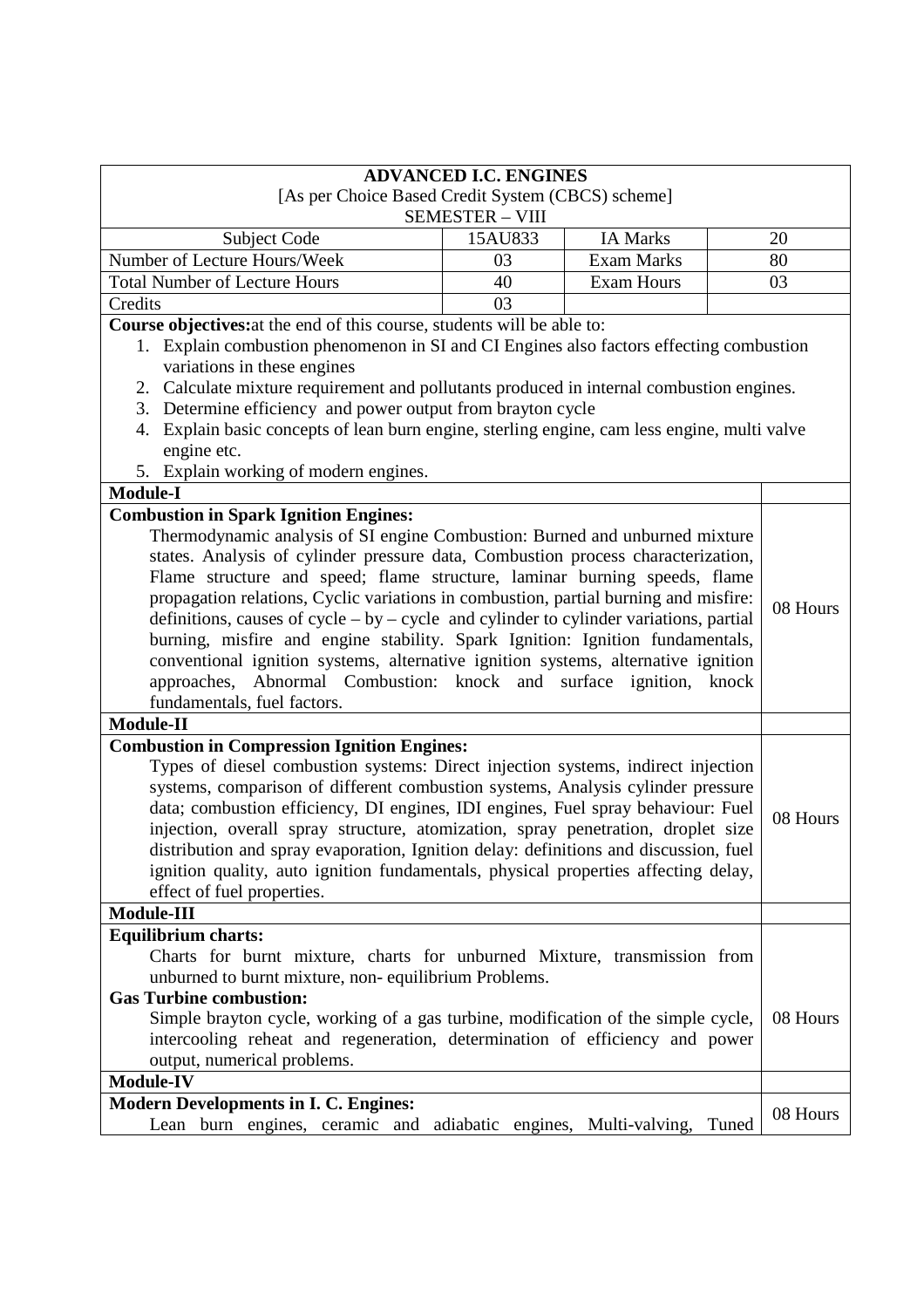# ADVANCED I.C. ENGINES

[As per Choice Based Credit System (CBCS) scheme]

SEMESTER – VIII

| | | | |
|---|---|---|---|
| Subject Code | 15AU833 | IA Marks | 20 |
| Number of Lecture Hours/Week | 03 | Exam Marks | 80 |
| Total Number of Lecture Hours | 40 | Exam Hours | 03 |
| Credits | 03 | | |

**Course objectives:**at the end of this course, students will be able to:

1. Explain combustion phenomenon in SI and CI Engines also factors effecting combustion variations in these engines
2. Calculate mixture requirement and pollutants produced in internal combustion engines.
3. Determine efficiency and power output from brayton cycle
4. Explain basic concepts of lean burn engine, sterling engine, cam less engine, multi valve engine etc.
5. Explain working of modern engines.

| | |
|---|---|
| **Module-I** | |
| **Combustion in Spark Ignition Engines:** Thermodynamic analysis of SI engine Combustion: Burned and unburned mixture states. Analysis of cylinder pressure data, Combustion process characterization, Flame structure and speed; flame structure, laminar burning speeds, flame propagation relations, Cyclic variations in combustion, partial burning and misfire: definitions, causes of cycle – by – cycle and cylinder to cylinder variations, partial burning, misfire and engine stability. Spark Ignition: Ignition fundamentals, conventional ignition systems, alternative ignition systems, alternative ignition approaches, Abnormal Combustion: knock and surface ignition, knock fundamentals, fuel factors. | 08 Hours |
| **Module-II** | |
| **Combustion in Compression Ignition Engines:** Types of diesel combustion systems: Direct injection systems, indirect injection systems, comparison of different combustion systems, Analysis cylinder pressure data; combustion efficiency, DI engines, IDI engines, Fuel spray behaviour: Fuel injection, overall spray structure, atomization, spray penetration, droplet size distribution and spray evaporation, Ignition delay: definitions and discussion, fuel ignition quality, auto ignition fundamentals, physical properties affecting delay, effect of fuel properties. | 08 Hours |
| **Module-III** | |
| **Equilibrium charts:** Charts for burnt mixture, charts for unburned Mixture, transmission from unburned to burnt mixture, non- equilibrium Problems. **Gas Turbine combustion:** Simple brayton cycle, working of a gas turbine, modification of the simple cycle, intercooling reheat and regeneration, determination of efficiency and power output, numerical problems. | 08 Hours |
| **Module-IV** | |
| **Modern Developments in I. C. Engines:** Lean burn engines, ceramic and adiabatic engines, Multi-valving, Tuned | 08 Hours |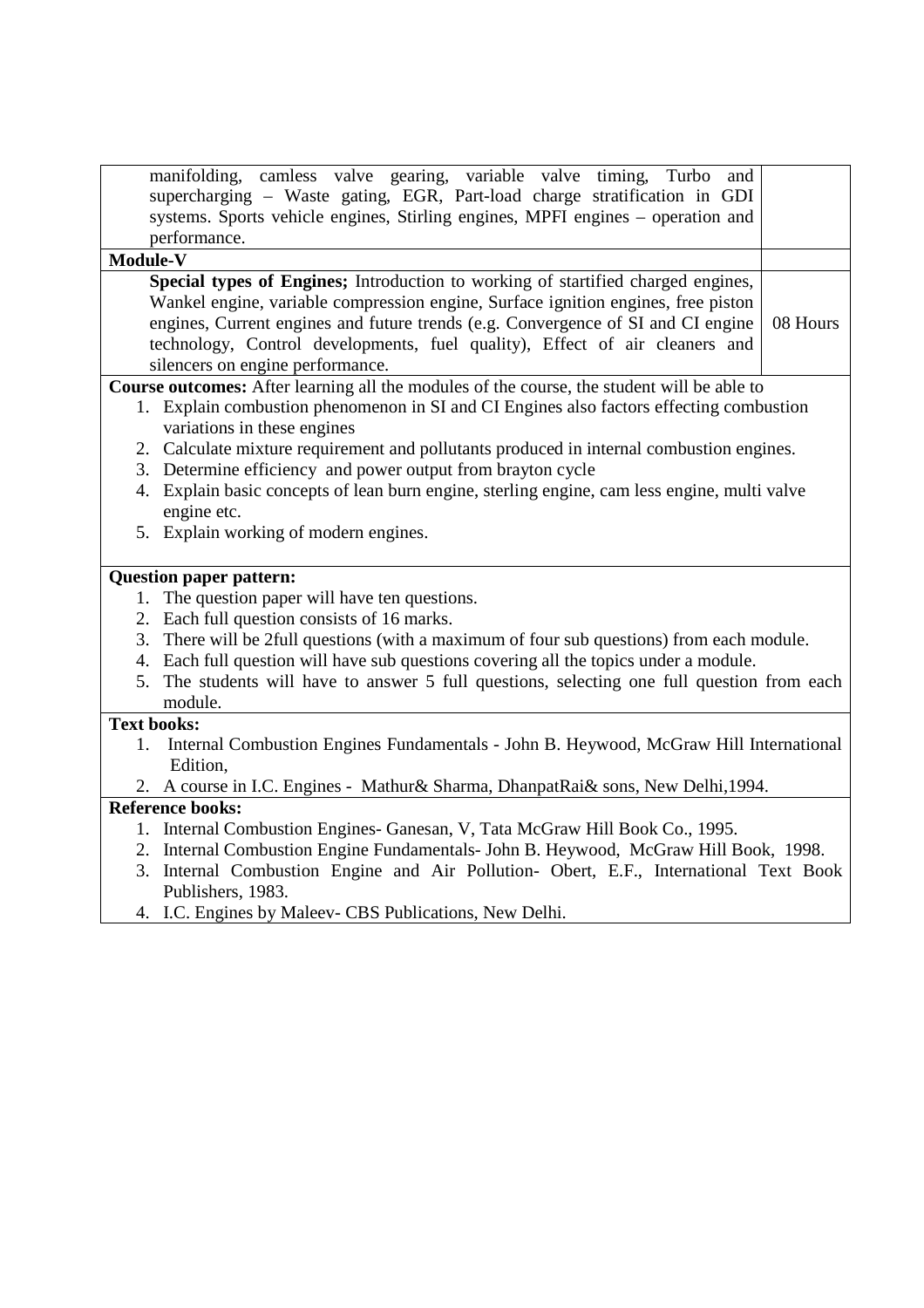| | |
|---|---|
| manifolding, camless valve gearing, variable valve timing, Turbo and supercharging – Waste gating, EGR, Part-load charge stratification in GDI systems. Sports vehicle engines, Stirling engines, MPFI engines – operation and performance. | |
| **Module-V** | |
| **Special types of Engines;** Introduction to working of startified charged engines, Wankel engine, variable compression engine, Surface ignition engines, free piston engines, Current engines and future trends (e.g. Convergence of SI and CI engine technology, Control developments, fuel quality), Effect of air cleaners and silencers on engine performance. | 08 Hours |

**Course outcomes:** After learning all the modules of the course, the student will be able to

1. Explain combustion phenomenon in SI and CI Engines also factors effecting combustion variations in these engines
2. Calculate mixture requirement and pollutants produced in internal combustion engines.
3. Determine efficiency and power output from brayton cycle
4. Explain basic concepts of lean burn engine, sterling engine, cam less engine, multi valve engine etc.
5. Explain working of modern engines.

**Question paper pattern:**

1. The question paper will have ten questions.
2. Each full question consists of 16 marks.
3. There will be 2full questions (with a maximum of four sub questions) from each module.
4. Each full question will have sub questions covering all the topics under a module.
5. The students will have to answer 5 full questions, selecting one full question from each module.

**Text books:**

1. Internal Combustion Engines Fundamentals - John B. Heywood, McGraw Hill International Edition,
2. A course in I.C. Engines - Mathur& Sharma, DhanpatRai& sons, New Delhi,1994.

**Reference books:**

1. Internal Combustion Engines- Ganesan, V, Tata McGraw Hill Book Co., 1995.
2. Internal Combustion Engine Fundamentals- John B. Heywood, McGraw Hill Book, 1998.
3. Internal Combustion Engine and Air Pollution- Obert, E.F., International Text Book Publishers, 1983.
4. I.C. Engines by Maleev- CBS Publications, New Delhi.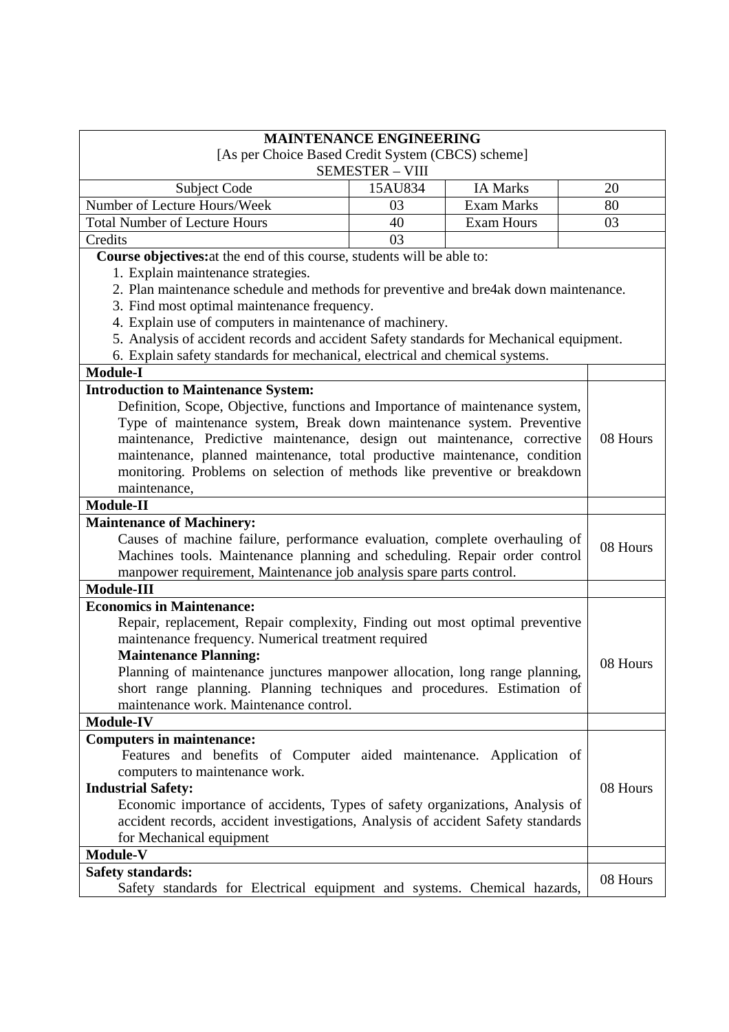## MAINTENANCE ENGINEERING

[As per Choice Based Credit System (CBCS) scheme]

SEMESTER – VIII

| | | | |
|---|---|---|---|
| Subject Code | 15AU834 | IA Marks | 20 |
| Number of Lecture Hours/Week | 03 | Exam Marks | 80 |
| Total Number of Lecture Hours | 40 | Exam Hours | 03 |
| Credits | 03 | | |

**Course objectives:**at the end of this course, students will be able to:

1. Explain maintenance strategies.
2. Plan maintenance schedule and methods for preventive and bre4ak down maintenance.
3. Find most optimal maintenance frequency.
4. Explain use of computers in maintenance of machinery.
5. Analysis of accident records and accident Safety standards for Mechanical equipment.
6. Explain safety standards for mechanical, electrical and chemical systems.

| | |
|---|---|
| **Module-I** | |
| **Introduction to Maintenance System:** Definition, Scope, Objective, functions and Importance of maintenance system, Type of maintenance system, Break down maintenance system. Preventive maintenance, Predictive maintenance, design out maintenance, corrective maintenance, planned maintenance, total productive maintenance, condition monitoring. Problems on selection of methods like preventive or breakdown maintenance, | 08 Hours |
| **Module-II** | |
| **Maintenance of Machinery:** Causes of machine failure, performance evaluation, complete overhauling of Machines tools. Maintenance planning and scheduling. Repair order control manpower requirement, Maintenance job analysis spare parts control. | 08 Hours |
| **Module-III** | |
| **Economics in Maintenance:** Repair, replacement, Repair complexity, Finding out most optimal preventive maintenance frequency. Numerical treatment required **Maintenance Planning:** Planning of maintenance junctures manpower allocation, long range planning, short range planning. Planning techniques and procedures. Estimation of maintenance work. Maintenance control. | 08 Hours |
| **Module-IV** | |
| **Computers in maintenance:** Features and benefits of Computer aided maintenance. Application of computers to maintenance work. **Industrial Safety:** Economic importance of accidents, Types of safety organizations, Analysis of accident records, accident investigations, Analysis of accident Safety standards for Mechanical equipment | 08 Hours |
| **Module-V** | |
| **Safety standards:** Safety standards for Electrical equipment and systems. Chemical hazards, | 08 Hours |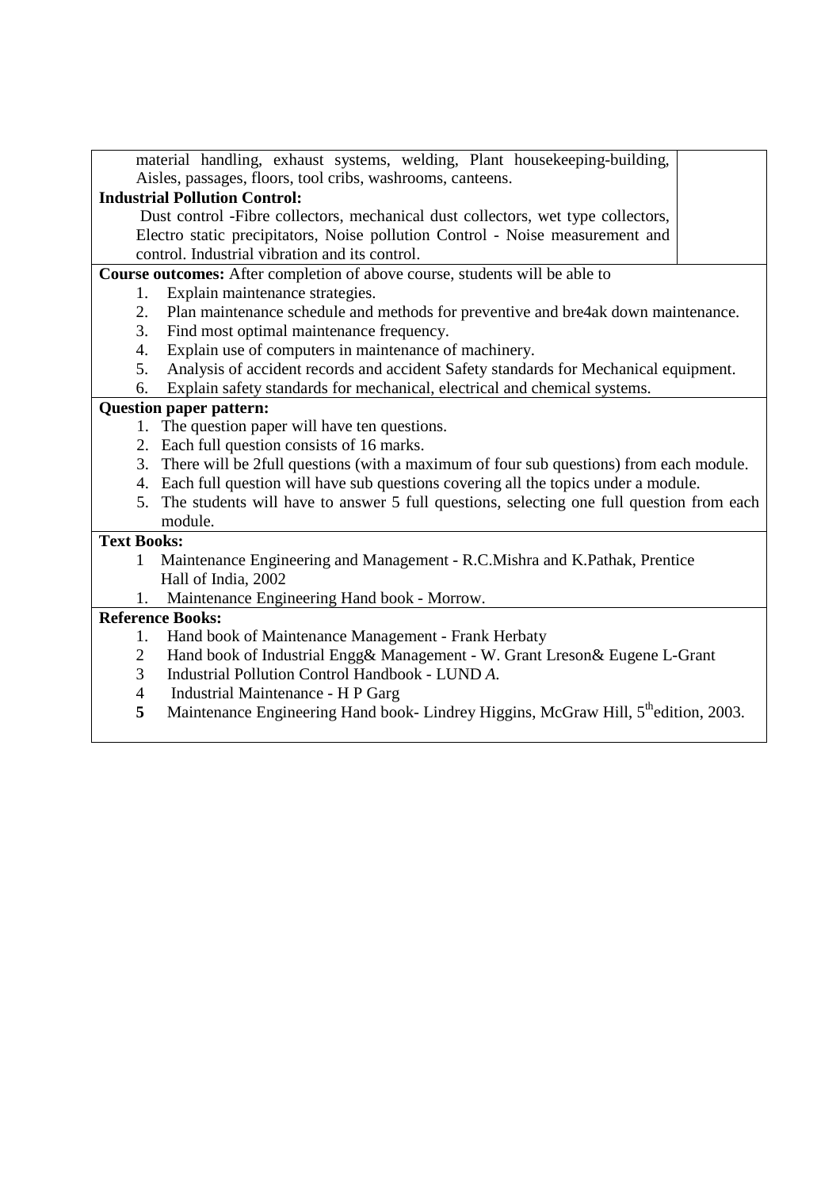material handling, exhaust systems, welding, Plant housekeeping-building, Aisles, passages, floors, tool cribs, washrooms, canteens.

**Industrial Pollution Control:**

Dust control -Fibre collectors, mechanical dust collectors, wet type collectors, Electro static precipitators, Noise pollution Control - Noise measurement and control. Industrial vibration and its control.

**Course outcomes:** After completion of above course, students will be able to

1. Explain maintenance strategies.
2. Plan maintenance schedule and methods for preventive and bre4ak down maintenance.
3. Find most optimal maintenance frequency.
4. Explain use of computers in maintenance of machinery.
5. Analysis of accident records and accident Safety standards for Mechanical equipment.
6. Explain safety standards for mechanical, electrical and chemical systems.

**Question paper pattern:**

1. The question paper will have ten questions.
2. Each full question consists of 16 marks.
3. There will be 2full questions (with a maximum of four sub questions) from each module.
4. Each full question will have sub questions covering all the topics under a module.
5. The students will have to answer 5 full questions, selecting one full question from each module.

**Text Books:**

1 Maintenance Engineering and Management - R.C.Mishra and K.Pathak, Prentice Hall of India, 2002

1. Maintenance Engineering Hand book - Morrow.

**Reference Books:**

1. Hand book of Maintenance Management - Frank Herbaty
2. Hand book of Industrial Engg& Management - W. Grant Lreson& Eugene L-Grant
3. Industrial Pollution Control Handbook - LUND *A.*
4. Industrial Maintenance - H P Garg
5. Maintenance Engineering Hand book- Lindrey Higgins, McGraw Hill, 5th edition, 2003.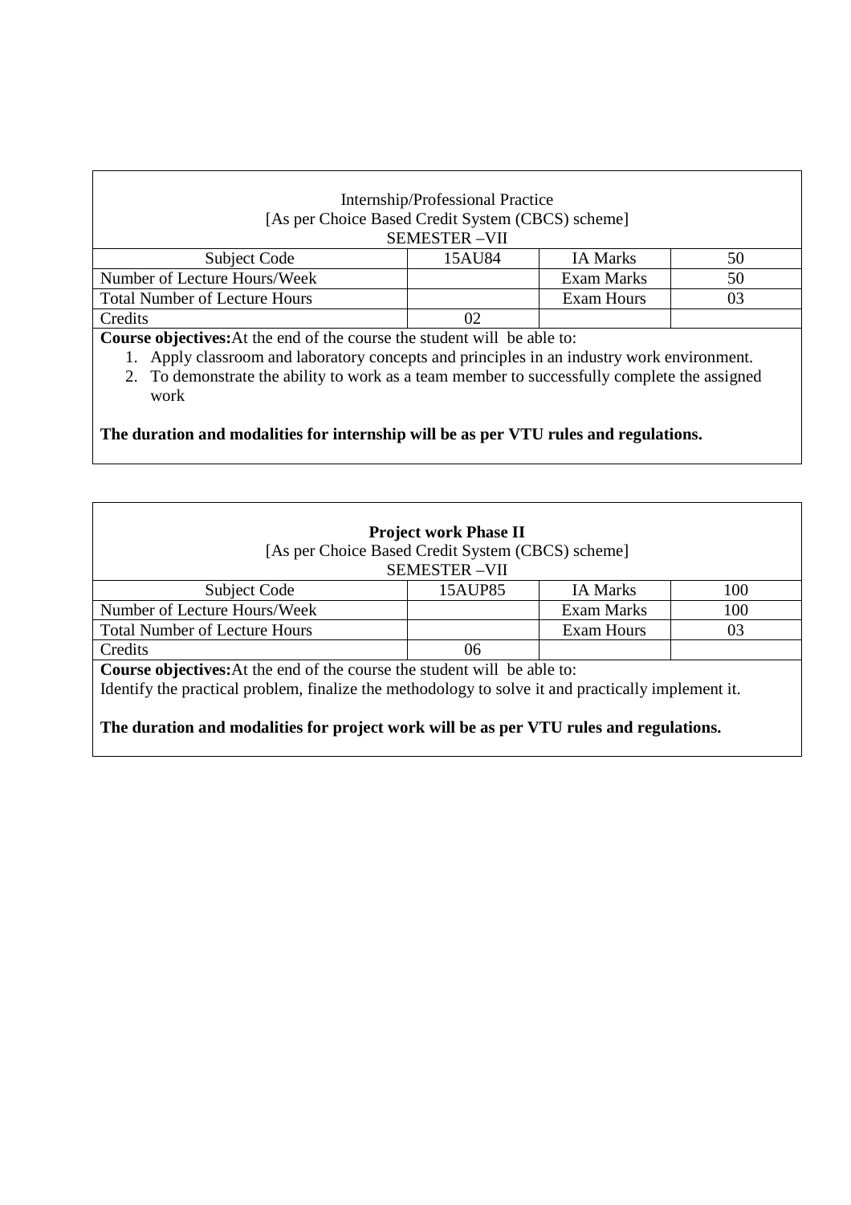Internship/Professional Practice

[As per Choice Based Credit System (CBCS) scheme]

SEMESTER –VII

| Subject Code | 15AU84 | IA Marks | 50 |
|---|---|---|---|
| Number of Lecture Hours/Week | | Exam Marks | 50 |
| Total Number of Lecture Hours | | Exam Hours | 03 |
| Credits | 02 | | |

**Course objectives:**At the end of the course the student will be able to:

1. Apply classroom and laboratory concepts and principles in an industry work environment.
2. To demonstrate the ability to work as a team member to successfully complete the assigned work

**The duration and modalities for internship will be as per VTU rules and regulations.**

**Project work Phase II**

[As per Choice Based Credit System (CBCS) scheme]

SEMESTER –VII

| Subject Code | 15AUP85 | IA Marks | 100 |
|---|---|---|---|
| Number of Lecture Hours/Week | | Exam Marks | 100 |
| Total Number of Lecture Hours | | Exam Hours | 03 |
| Credits | 06 | | |

**Course objectives:**At the end of the course the student will be able to:

Identify the practical problem, finalize the methodology to solve it and practically implement it.

**The duration and modalities for project work will be as per VTU rules and regulations.**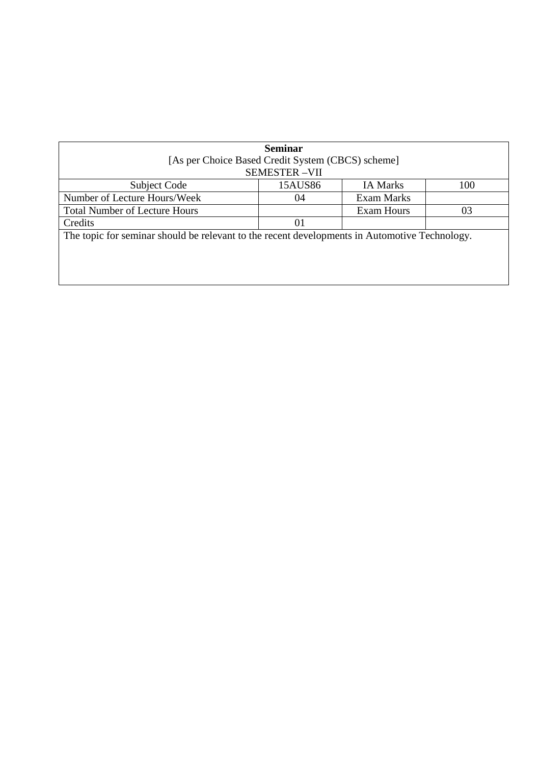**Seminar**

[As per Choice Based Credit System (CBCS) scheme]

SEMESTER –VII

| | | | |
|---|---|---|---|
| Subject Code | 15AUS86 | IA Marks | 100 |
| Number of Lecture Hours/Week | 04 | Exam Marks | |
| Total Number of Lecture Hours | | Exam Hours | 03 |
| Credits | 01 | | |

The topic for seminar should be relevant to the recent developments in Automotive Technology.